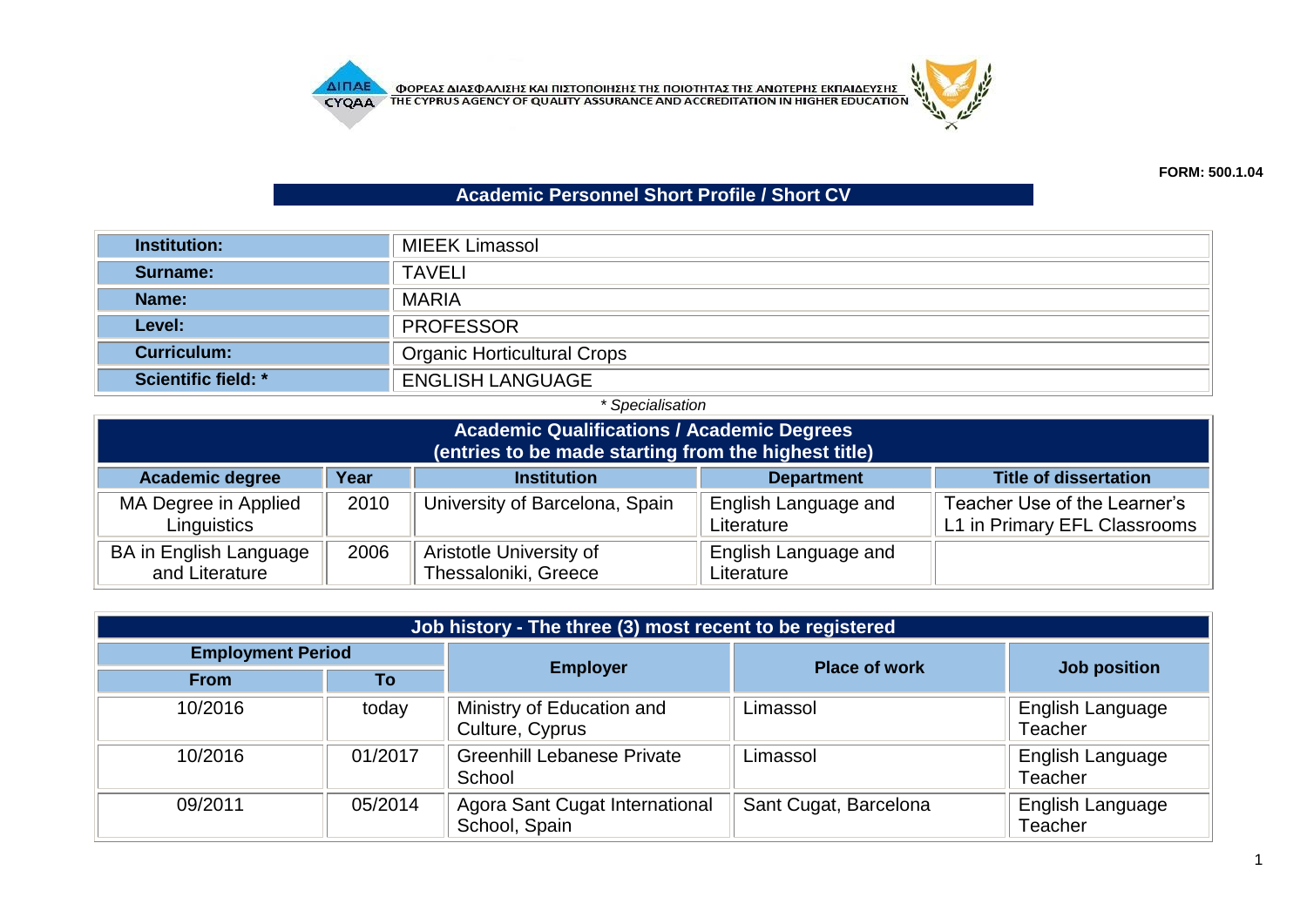ΦΟΡΕΑΣ ΔΙΑΣΦΑΛΙΣΗΣ ΚΑΙ ΠΙΣΤΟΠΟΙΗΣΗΣ ΤΗΣ ΠΟΙΟΤΗΤΑΣ ΤΗΣ ΑΝΩΤΕΡΗΣ ΕΚΠΑΙΔΕΥΣΗΣ
THE CYPRUS AGENCY OF QUALITY ASSURANCE AND ACCREDITATION IN HIGHER EDUCATION

**FORM: 500.1.04**

## Academic Personnel Short Profile / Short CV

| | |
|---|---|
| **Institution:** | MIEEK Limassol |
| **Surname:** | TAVELI |
| **Name:** | MARIA |
| **Level:** | PROFESSOR |
| **Curriculum:** | Organic Horticultural Crops |
| **Scientific field: *** | ENGLISH LANGUAGE |

*\* Specialisation*

**Academic Qualifications / Academic Degrees (entries to be made starting from the highest title)**

| Academic degree | Year | Institution | Department | Title of dissertation |
|---|---|---|---|---|
| MA Degree in Applied Linguistics | 2010 | University of Barcelona, Spain | English Language and Literature | Teacher Use of the Learner's L1 in Primary EFL Classrooms |
| BA in English Language and Literature | 2006 | Aristotle University of Thessaloniki, Greece | English Language and Literature | |

**Job history - The three (3) most recent to be registered**

| Employment Period | | Employer | Place of work | Job position |
|---|---|---|---|---|
| From | To | | | |
| 10/2016 | today | Ministry of Education and Culture, Cyprus | Limassol | English Language Teacher |
| 10/2016 | 01/2017 | Greenhill Lebanese Private School | Limassol | English Language Teacher |
| 09/2011 | 05/2014 | Agora Sant Cugat International School, Spain | Sant Cugat, Barcelona | English Language Teacher |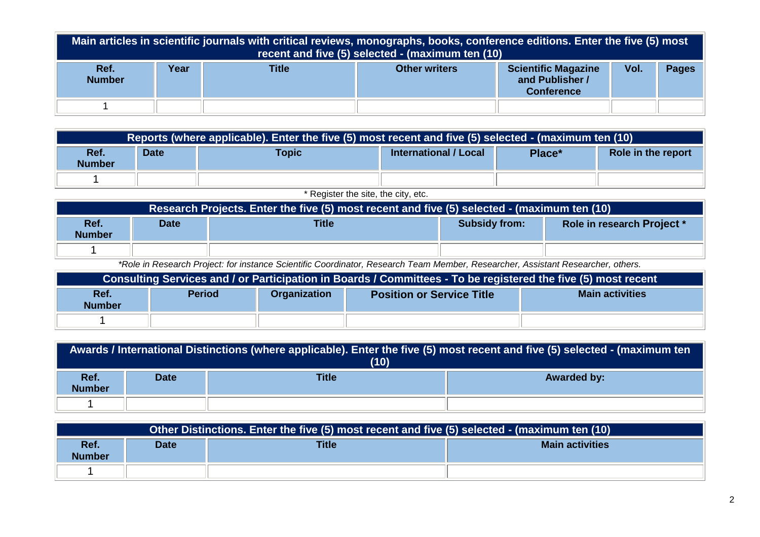**Main articles in scientific journals with critical reviews, monographs, books, conference editions. Enter the five (5) most recent and five (5) selected - (maximum ten (10)**

| Ref. Number | Year | Title | Other writers | Scientific Magazine and Publisher / Conference | Vol. | Pages |
|---|---|---|---|---|---|---|
| 1 | | | | | | |

**Reports (where applicable). Enter the five (5) most recent and five (5) selected - (maximum ten (10)**

| Ref. Number | Date | Topic | International / Local | Place* | Role in the report |
|---|---|---|---|---|---|
| 1 | | | | | |

\* Register the site, the city, etc.

**Research Projects. Enter the five (5) most recent and five (5) selected - (maximum ten (10)**

| Ref. Number | Date | Title | Subsidy from: | Role in research Project * |
|---|---|---|---|---|
| 1 | | | | |

*\*Role in Research Project: for instance Scientific Coordinator, Research Team Member, Researcher, Assistant Researcher, others.*

**Consulting Services and / or Participation in Boards / Committees - To be registered the five (5) most recent**

| Ref. Number | Period | Organization | Position or Service Title | Main activities |
|---|---|---|---|---|
| 1 | | | | |

**Awards / International Distinctions (where applicable). Enter the five (5) most recent and five (5) selected - (maximum ten (10)**

| Ref. Number | Date | Title | Awarded by: |
|---|---|---|---|
| 1 | | | |

**Other Distinctions. Enter the five (5) most recent and five (5) selected - (maximum ten (10)**

| Ref. Number | Date | Title | Main activities |
|---|---|---|---|
| 1 | | | |